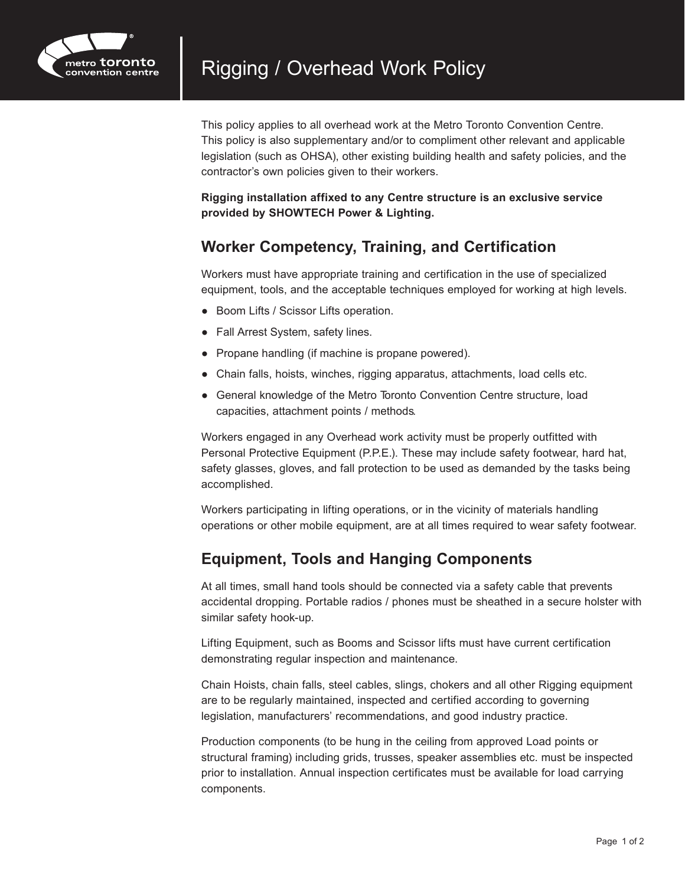# Rigging / Overhead Work Policy

This policy applies to all overhead work at the Metro Toronto Convention Centre. This policy is also supplementary and/or to compliment other relevant and applicable legislation (such as OHSA), other existing building health and safety policies, and the contractor's own policies given to their workers.

**Rigging installation affixed to any Centre structure is an exclusive service provided by SHOWTECH Power & Lighting.**

## Worker Competency, Training, and Certification

Workers must have appropriate training and certification in the use of specialized equipment, tools, and the acceptable techniques employed for working at high levels.

- Boom Lifts / Scissor Lifts operation.
- Fall Arrest System, safety lines.
- Propane handling (if machine is propane powered).
- Chain falls, hoists, winches, rigging apparatus, attachments, load cells etc.
- General knowledge of the Metro Toronto Convention Centre structure, load capacities, attachment points / methods.

Workers engaged in any Overhead work activity must be properly outfitted with Personal Protective Equipment (P.P.E.). These may include safety footwear, hard hat, safety glasses, gloves, and fall protection to be used as demanded by the tasks being accomplished.

Workers participating in lifting operations, or in the vicinity of materials handling operations or other mobile equipment, are at all times required to wear safety footwear.

## Equipment, Tools and Hanging Components

At all times, small hand tools should be connected via a safety cable that prevents accidental dropping. Portable radios / phones must be sheathed in a secure holster with similar safety hook-up.

Lifting Equipment, such as Booms and Scissor lifts must have current certification demonstrating regular inspection and maintenance.

Chain Hoists, chain falls, steel cables, slings, chokers and all other Rigging equipment are to be regularly maintained, inspected and certified according to governing legislation, manufacturers' recommendations, and good industry practice.

Production components (to be hung in the ceiling from approved Load points or structural framing) including grids, trusses, speaker assemblies etc. must be inspected prior to installation. Annual inspection certificates must be available for load carrying components.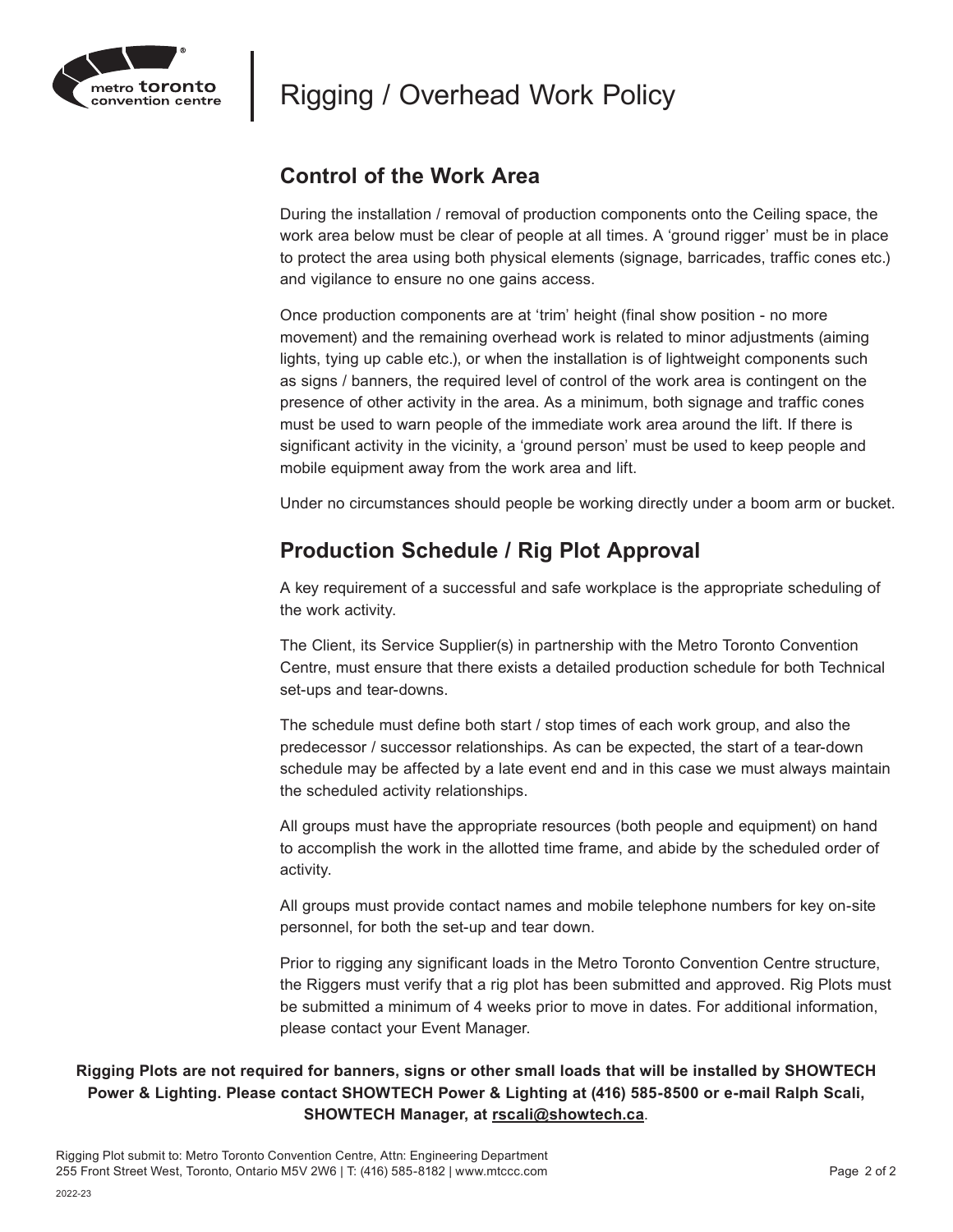# Rigging / Overhead Work Policy

## Control of the Work Area

During the installation / removal of production components onto the Ceiling space, the work area below must be clear of people at all times. A 'ground rigger' must be in place to protect the area using both physical elements (signage, barricades, traffic cones etc.) and vigilance to ensure no one gains access.

Once production components are at 'trim' height (final show position - no more movement) and the remaining overhead work is related to minor adjustments (aiming lights, tying up cable etc.), or when the installation is of lightweight components such as signs / banners, the required level of control of the work area is contingent on the presence of other activity in the area. As a minimum, both signage and traffic cones must be used to warn people of the immediate work area around the lift. If there is significant activity in the vicinity, a 'ground person' must be used to keep people and mobile equipment away from the work area and lift.

Under no circumstances should people be working directly under a boom arm or bucket.

## Production Schedule / Rig Plot Approval

A key requirement of a successful and safe workplace is the appropriate scheduling of the work activity.

The Client, its Service Supplier(s) in partnership with the Metro Toronto Convention Centre, must ensure that there exists a detailed production schedule for both Technical set-ups and tear-downs.

The schedule must define both start / stop times of each work group, and also the predecessor / successor relationships. As can be expected, the start of a tear-down schedule may be affected by a late event end and in this case we must always maintain the scheduled activity relationships.

All groups must have the appropriate resources (both people and equipment) on hand to accomplish the work in the allotted time frame, and abide by the scheduled order of activity.

All groups must provide contact names and mobile telephone numbers for key on-site personnel, for both the set-up and tear down.

Prior to rigging any significant loads in the Metro Toronto Convention Centre structure, the Riggers must verify that a rig plot has been submitted and approved. Rig Plots must be submitted a minimum of 4 weeks prior to move in dates. For additional information, please contact your Event Manager.

**Rigging Plots are not required for banners, signs or other small loads that will be installed by SHOWTECH Power & Lighting. Please contact SHOWTECH Power & Lighting at (416) 585-8500 or e-mail Ralph Scali, SHOWTECH Manager, at rscali@showtech.ca.**

Rigging Plot submit to: Metro Toronto Convention Centre, Attn: Engineering Department
255 Front Street West, Toronto, Ontario M5V 2W6 | T: (416) 585-8182 | www.mtccc.com

2022-23